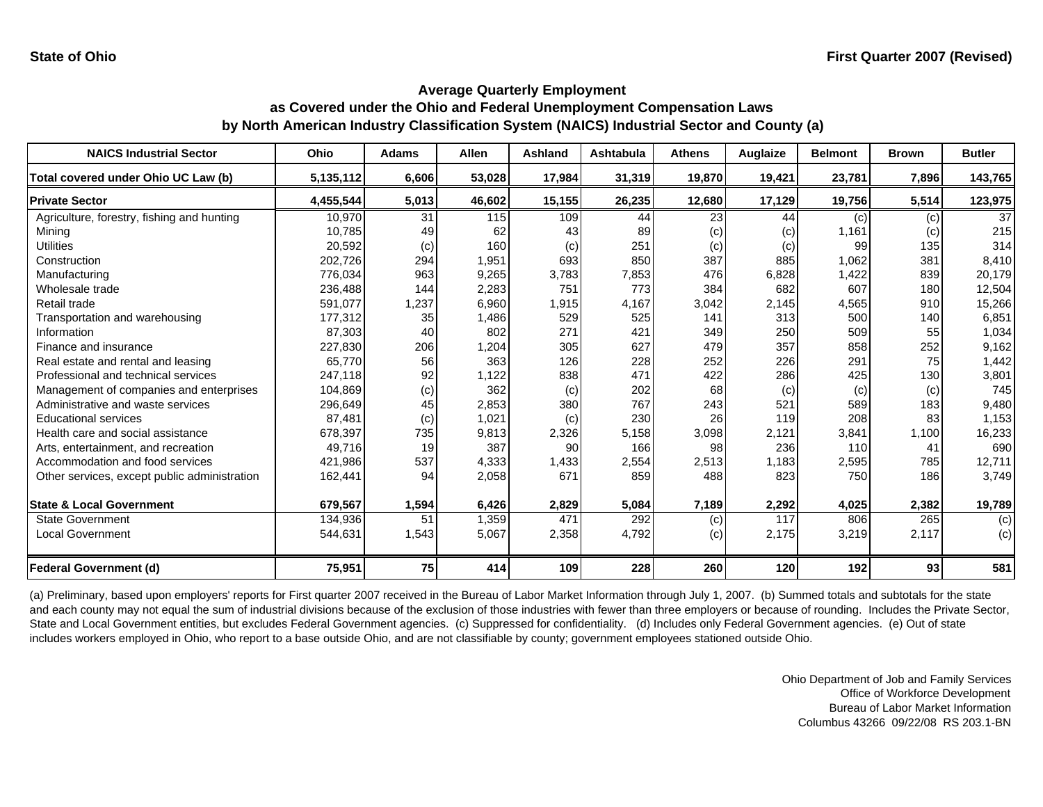State of Ohio

First Quarter 2007 (Revised)

## Average Quarterly Employment
## as Covered under the Ohio and Federal Unemployment Compensation Laws
## by North American Industry Classification System (NAICS) Industrial Sector and County (a)

| NAICS Industrial Sector | Ohio | Adams | Allen | Ashland | Ashtabula | Athens | Auglaize | Belmont | Brown | Butler |
|---|---|---|---|---|---|---|---|---|---|---|
| **Total covered under Ohio UC Law (b)** | **5,135,112** | **6,606** | **53,028** | **17,984** | **31,319** | **19,870** | **19,421** | **23,781** | **7,896** | **143,765** |
| **Private Sector** | **4,455,544** | **5,013** | **46,602** | **15,155** | **26,235** | **12,680** | **17,129** | **19,756** | **5,514** | **123,975** |
| Agriculture, forestry, fishing and hunting | 10,970 | 31 | 115 | 109 | 44 | 23 | 44 | (c) | (c) | 37 |
| Mining | 10,785 | 49 | 62 | 43 | 89 | (c) | (c) | 1,161 | (c) | 215 |
| Utilities | 20,592 | (c) | 160 | (c) | 251 | (c) | (c) | 99 | 135 | 314 |
| Construction | 202,726 | 294 | 1,951 | 693 | 850 | 387 | 885 | 1,062 | 381 | 8,410 |
| Manufacturing | 776,034 | 963 | 9,265 | 3,783 | 7,853 | 476 | 6,828 | 1,422 | 839 | 20,179 |
| Wholesale trade | 236,488 | 144 | 2,283 | 751 | 773 | 384 | 682 | 607 | 180 | 12,504 |
| Retail trade | 591,077 | 1,237 | 6,960 | 1,915 | 4,167 | 3,042 | 2,145 | 4,565 | 910 | 15,266 |
| Transportation and warehousing | 177,312 | 35 | 1,486 | 529 | 525 | 141 | 313 | 500 | 140 | 6,851 |
| Information | 87,303 | 40 | 802 | 271 | 421 | 349 | 250 | 509 | 55 | 1,034 |
| Finance and insurance | 227,830 | 206 | 1,204 | 305 | 627 | 479 | 357 | 858 | 252 | 9,162 |
| Real estate and rental and leasing | 65,770 | 56 | 363 | 126 | 228 | 252 | 226 | 291 | 75 | 1,442 |
| Professional and technical services | 247,118 | 92 | 1,122 | 838 | 471 | 422 | 286 | 425 | 130 | 3,801 |
| Management of companies and enterprises | 104,869 | (c) | 362 | (c) | 202 | 68 | (c) | (c) | (c) | 745 |
| Administrative and waste services | 296,649 | 45 | 2,853 | 380 | 767 | 243 | 521 | 589 | 183 | 9,480 |
| Educational services | 87,481 | (c) | 1,021 | (c) | 230 | 26 | 119 | 208 | 83 | 1,153 |
| Health care and social assistance | 678,397 | 735 | 9,813 | 2,326 | 5,158 | 3,098 | 2,121 | 3,841 | 1,100 | 16,233 |
| Arts, entertainment, and recreation | 49,716 | 19 | 387 | 90 | 166 | 98 | 236 | 110 | 41 | 690 |
| Accommodation and food services | 421,986 | 537 | 4,333 | 1,433 | 2,554 | 2,513 | 1,183 | 2,595 | 785 | 12,711 |
| Other services, except public administration | 162,441 | 94 | 2,058 | 671 | 859 | 488 | 823 | 750 | 186 | 3,749 |
| **State & Local Government** | **679,567** | **1,594** | **6,426** | **2,829** | **5,084** | **7,189** | **2,292** | **4,025** | **2,382** | **19,789** |
| State Government | 134,936 | 51 | 1,359 | 471 | 292 | (c) | 117 | 806 | 265 | (c) |
| Local Government | 544,631 | 1,543 | 5,067 | 2,358 | 4,792 | (c) | 2,175 | 3,219 | 2,117 | (c) |
| **Federal Government (d)** | **75,951** | **75** | **414** | **109** | **228** | **260** | **120** | **192** | **93** | **581** |

(a) Preliminary, based upon employers' reports for First quarter 2007 received in the Bureau of Labor Market Information through July 1, 2007. (b) Summed totals and subtotals for the state and each county may not equal the sum of industrial divisions because of the exclusion of those industries with fewer than three employers or because of rounding. Includes the Private Sector, State and Local Government entities, but excludes Federal Government agencies. (c) Suppressed for confidentiality. (d) Includes only Federal Government agencies. (e) Out of state includes workers employed in Ohio, who report to a base outside Ohio, and are not classifiable by county; government employees stationed outside Ohio.

Ohio Department of Job and Family Services
Office of Workforce Development
Bureau of Labor Market Information
Columbus 43266 09/22/08 RS 203.1-BN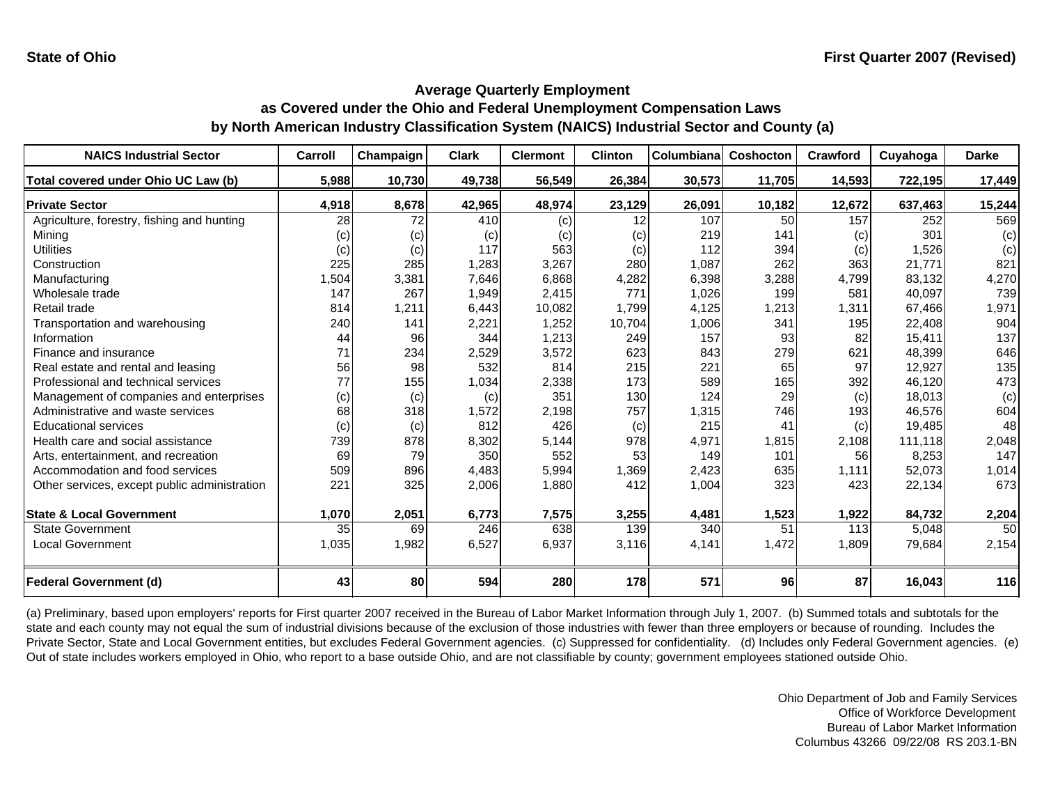State of Ohio

First Quarter 2007 (Revised)

## Average Quarterly Employment
## as Covered under the Ohio and Federal Unemployment Compensation Laws
## by North American Industry Classification System (NAICS) Industrial Sector and County (a)

| NAICS Industrial Sector | Carroll | Champaign | Clark | Clermont | Clinton | Columbiana | Coshocton | Crawford | Cuyahoga | Darke |
|---|---|---|---|---|---|---|---|---|---|---|
| **Total covered under Ohio UC Law (b)** | **5,988** | **10,730** | **49,738** | **56,549** | **26,384** | **30,573** | **11,705** | **14,593** | **722,195** | **17,449** |
| **Private Sector** | **4,918** | **8,678** | **42,965** | **48,974** | **23,129** | **26,091** | **10,182** | **12,672** | **637,463** | **15,244** |
| Agriculture, forestry, fishing and hunting | 28 | 72 | 410 | (c) | 12 | 107 | 50 | 157 | 252 | 569 |
| Mining | (c) | (c) | (c) | (c) | (c) | 219 | 141 | (c) | 301 | (c) |
| Utilities | (c) | (c) | 117 | 563 | (c) | 112 | 394 | (c) | 1,526 | (c) |
| Construction | 225 | 285 | 1,283 | 3,267 | 280 | 1,087 | 262 | 363 | 21,771 | 821 |
| Manufacturing | 1,504 | 3,381 | 7,646 | 6,868 | 4,282 | 6,398 | 3,288 | 4,799 | 83,132 | 4,270 |
| Wholesale trade | 147 | 267 | 1,949 | 2,415 | 771 | 1,026 | 199 | 581 | 40,097 | 739 |
| Retail trade | 814 | 1,211 | 6,443 | 10,082 | 1,799 | 4,125 | 1,213 | 1,311 | 67,466 | 1,971 |
| Transportation and warehousing | 240 | 141 | 2,221 | 1,252 | 10,704 | 1,006 | 341 | 195 | 22,408 | 904 |
| Information | 44 | 96 | 344 | 1,213 | 249 | 157 | 93 | 82 | 15,411 | 137 |
| Finance and insurance | 71 | 234 | 2,529 | 3,572 | 623 | 843 | 279 | 621 | 48,399 | 646 |
| Real estate and rental and leasing | 56 | 98 | 532 | 814 | 215 | 221 | 65 | 97 | 12,927 | 135 |
| Professional and technical services | 77 | 155 | 1,034 | 2,338 | 173 | 589 | 165 | 392 | 46,120 | 473 |
| Management of companies and enterprises | (c) | (c) | (c) | 351 | 130 | 124 | 29 | (c) | 18,013 | (c) |
| Administrative and waste services | 68 | 318 | 1,572 | 2,198 | 757 | 1,315 | 746 | 193 | 46,576 | 604 |
| Educational services | (c) | (c) | 812 | 426 | (c) | 215 | 41 | (c) | 19,485 | 48 |
| Health care and social assistance | 739 | 878 | 8,302 | 5,144 | 978 | 4,971 | 1,815 | 2,108 | 111,118 | 2,048 |
| Arts, entertainment, and recreation | 69 | 79 | 350 | 552 | 53 | 149 | 101 | 56 | 8,253 | 147 |
| Accommodation and food services | 509 | 896 | 4,483 | 5,994 | 1,369 | 2,423 | 635 | 1,111 | 52,073 | 1,014 |
| Other services, except public administration | 221 | 325 | 2,006 | 1,880 | 412 | 1,004 | 323 | 423 | 22,134 | 673 |
| **State & Local Government** | **1,070** | **2,051** | **6,773** | **7,575** | **3,255** | **4,481** | **1,523** | **1,922** | **84,732** | **2,204** |
| State Government | 35 | 69 | 246 | 638 | 139 | 340 | 51 | 113 | 5,048 | 50 |
| Local Government | 1,035 | 1,982 | 6,527 | 6,937 | 3,116 | 4,141 | 1,472 | 1,809 | 79,684 | 2,154 |
| **Federal Government (d)** | **43** | **80** | **594** | **280** | **178** | **571** | **96** | **87** | **16,043** | **116** |

(a) Preliminary, based upon employers' reports for First quarter 2007 received in the Bureau of Labor Market Information through July 1, 2007. (b) Summed totals and subtotals for the state and each county may not equal the sum of industrial divisions because of the exclusion of those industries with fewer than three employers or because of rounding. Includes the Private Sector, State and Local Government entities, but excludes Federal Government agencies. (c) Suppressed for confidentiality. (d) Includes only Federal Government agencies. (e) Out of state includes workers employed in Ohio, who report to a base outside Ohio, and are not classifiable by county; government employees stationed outside Ohio.

Ohio Department of Job and Family Services
Office of Workforce Development
Bureau of Labor Market Information
Columbus 43266 09/22/08 RS 203.1-BN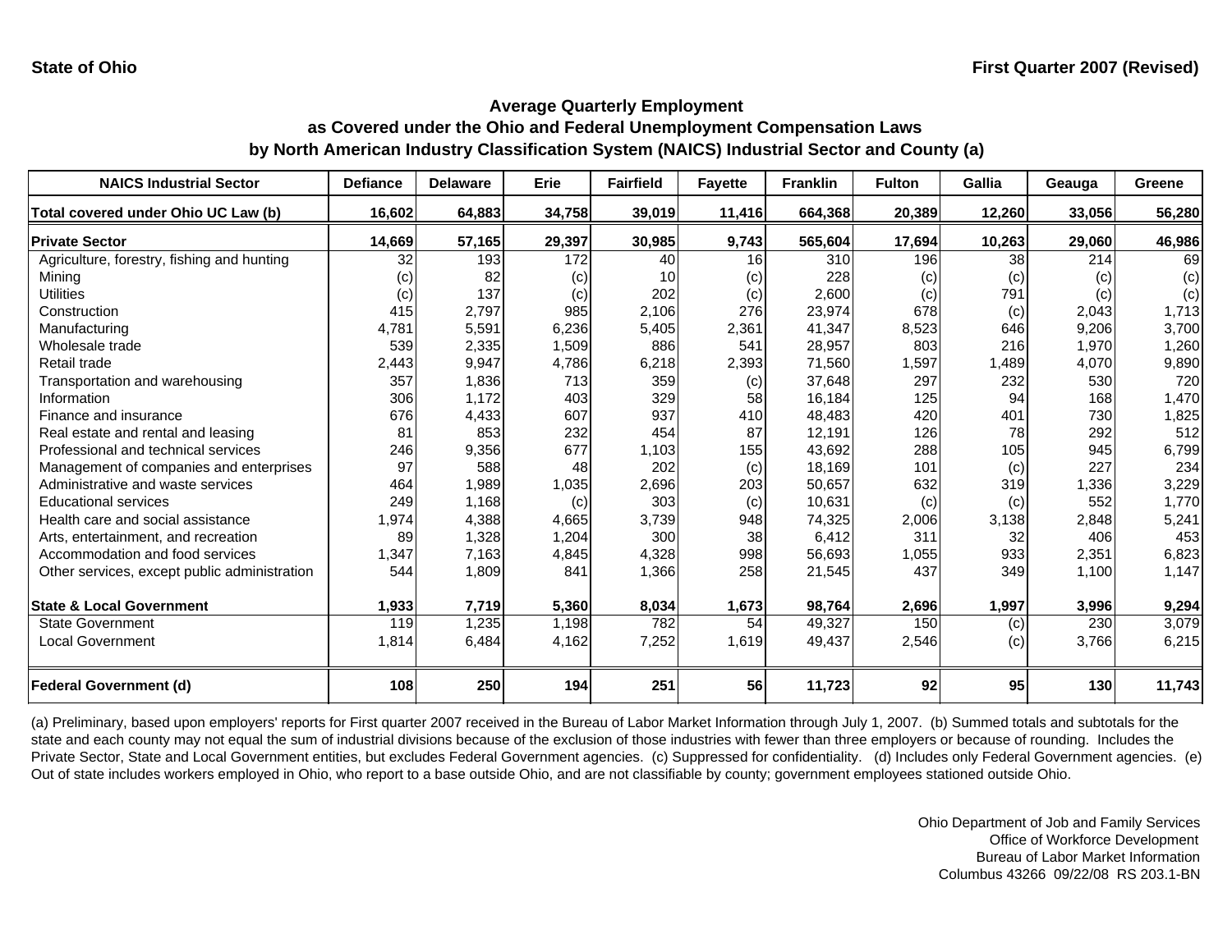State of Ohio

First Quarter 2007 (Revised)

## Average Quarterly Employment as Covered under the Ohio and Federal Unemployment Compensation Laws by North American Industry Classification System (NAICS) Industrial Sector and County (a)

| NAICS Industrial Sector | Defiance | Delaware | Erie | Fairfield | Fayette | Franklin | Fulton | Gallia | Geauga | Greene |
|---|---|---|---|---|---|---|---|---|---|---|
| **Total covered under Ohio UC Law (b)** | **16,602** | **64,883** | **34,758** | **39,019** | **11,416** | **664,368** | **20,389** | **12,260** | **33,056** | **56,280** |
| **Private Sector** | **14,669** | **57,165** | **29,397** | **30,985** | **9,743** | **565,604** | **17,694** | **10,263** | **29,060** | **46,986** |
| Agriculture, forestry, fishing and hunting | 32 | 193 | 172 | 40 | 16 | 310 | 196 | 38 | 214 | 69 |
| Mining | (c) | 82 | (c) | 10 | (c) | 228 | (c) | (c) | (c) | (c) |
| Utilities | (c) | 137 | (c) | 202 | (c) | 2,600 | (c) | 791 | (c) | (c) |
| Construction | 415 | 2,797 | 985 | 2,106 | 276 | 23,974 | 678 | (c) | 2,043 | 1,713 |
| Manufacturing | 4,781 | 5,591 | 6,236 | 5,405 | 2,361 | 41,347 | 8,523 | 646 | 9,206 | 3,700 |
| Wholesale trade | 539 | 2,335 | 1,509 | 886 | 541 | 28,957 | 803 | 216 | 1,970 | 1,260 |
| Retail trade | 2,443 | 9,947 | 4,786 | 6,218 | 2,393 | 71,560 | 1,597 | 1,489 | 4,070 | 9,890 |
| Transportation and warehousing | 357 | 1,836 | 713 | 359 | (c) | 37,648 | 297 | 232 | 530 | 720 |
| Information | 306 | 1,172 | 403 | 329 | 58 | 16,184 | 125 | 94 | 168 | 1,470 |
| Finance and insurance | 676 | 4,433 | 607 | 937 | 410 | 48,483 | 420 | 401 | 730 | 1,825 |
| Real estate and rental and leasing | 81 | 853 | 232 | 454 | 87 | 12,191 | 126 | 78 | 292 | 512 |
| Professional and technical services | 246 | 9,356 | 677 | 1,103 | 155 | 43,692 | 288 | 105 | 945 | 6,799 |
| Management of companies and enterprises | 97 | 588 | 48 | 202 | (c) | 18,169 | 101 | (c) | 227 | 234 |
| Administrative and waste services | 464 | 1,989 | 1,035 | 2,696 | 203 | 50,657 | 632 | 319 | 1,336 | 3,229 |
| Educational services | 249 | 1,168 | (c) | 303 | (c) | 10,631 | (c) | (c) | 552 | 1,770 |
| Health care and social assistance | 1,974 | 4,388 | 4,665 | 3,739 | 948 | 74,325 | 2,006 | 3,138 | 2,848 | 5,241 |
| Arts, entertainment, and recreation | 89 | 1,328 | 1,204 | 300 | 38 | 6,412 | 311 | 32 | 406 | 453 |
| Accommodation and food services | 1,347 | 7,163 | 4,845 | 4,328 | 998 | 56,693 | 1,055 | 933 | 2,351 | 6,823 |
| Other services, except public administration | 544 | 1,809 | 841 | 1,366 | 258 | 21,545 | 437 | 349 | 1,100 | 1,147 |
| **State & Local Government** | **1,933** | **7,719** | **5,360** | **8,034** | **1,673** | **98,764** | **2,696** | **1,997** | **3,996** | **9,294** |
| State Government | 119 | 1,235 | 1,198 | 782 | 54 | 49,327 | 150 | (c) | 230 | 3,079 |
| Local Government | 1,814 | 6,484 | 4,162 | 7,252 | 1,619 | 49,437 | 2,546 | (c) | 3,766 | 6,215 |
| **Federal Government (d)** | **108** | **250** | **194** | **251** | **56** | **11,723** | **92** | **95** | **130** | **11,743** |

(a) Preliminary, based upon employers' reports for First quarter 2007 received in the Bureau of Labor Market Information through July 1, 2007. (b) Summed totals and subtotals for the state and each county may not equal the sum of industrial divisions because of the exclusion of those industries with fewer than three employers or because of rounding. Includes the Private Sector, State and Local Government entities, but excludes Federal Government agencies. (c) Suppressed for confidentiality. (d) Includes only Federal Government agencies. (e) Out of state includes workers employed in Ohio, who report to a base outside Ohio, and are not classifiable by county; government employees stationed outside Ohio.

Ohio Department of Job and Family Services
Office of Workforce Development
Bureau of Labor Market Information
Columbus 43266 09/22/08 RS 203.1-BN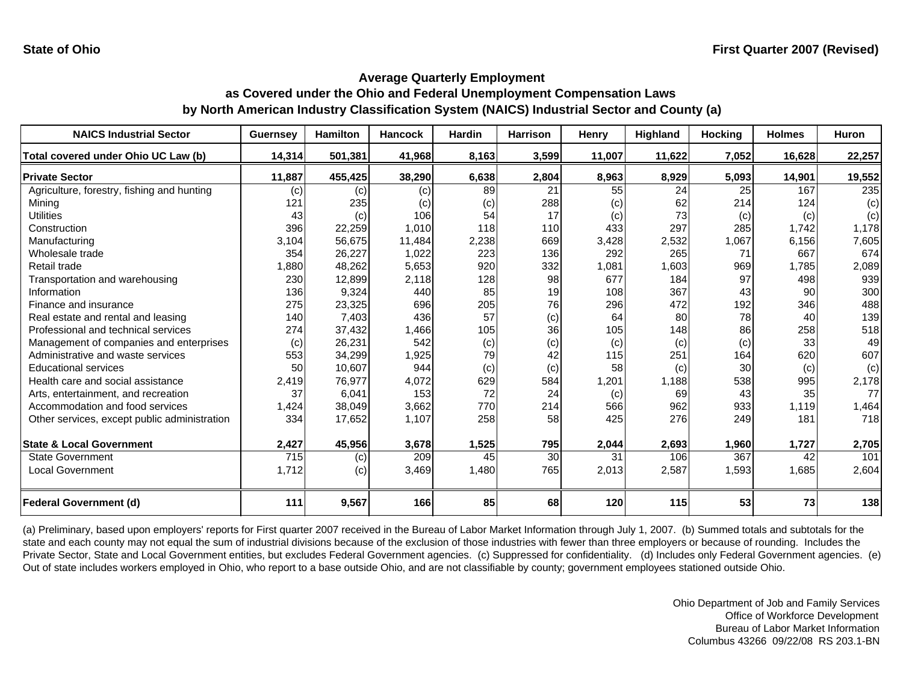State of Ohio

First Quarter 2007 (Revised)

## Average Quarterly Employment as Covered under the Ohio and Federal Unemployment Compensation Laws by North American Industry Classification System (NAICS) Industrial Sector and County (a)

| NAICS Industrial Sector | Guernsey | Hamilton | Hancock | Hardin | Harrison | Henry | Highland | Hocking | Holmes | Huron |
|---|---|---|---|---|---|---|---|---|---|---|
| **Total covered under Ohio UC Law (b)** | **14,314** | **501,381** | **41,968** | **8,163** | **3,599** | **11,007** | **11,622** | **7,052** | **16,628** | **22,257** |
| **Private Sector** | **11,887** | **455,425** | **38,290** | **6,638** | **2,804** | **8,963** | **8,929** | **5,093** | **14,901** | **19,552** |
| Agriculture, forestry, fishing and hunting | (c) | (c) | (c) | 89 | 21 | 55 | 24 | 25 | 167 | 235 |
| Mining | 121 | 235 | (c) | (c) | 288 | (c) | 62 | 214 | 124 | (c) |
| Utilities | 43 | (c) | 106 | 54 | 17 | (c) | 73 | (c) | (c) | (c) |
| Construction | 396 | 22,259 | 1,010 | 118 | 110 | 433 | 297 | 285 | 1,742 | 1,178 |
| Manufacturing | 3,104 | 56,675 | 11,484 | 2,238 | 669 | 3,428 | 2,532 | 1,067 | 6,156 | 7,605 |
| Wholesale trade | 354 | 26,227 | 1,022 | 223 | 136 | 292 | 265 | 71 | 667 | 674 |
| Retail trade | 1,880 | 48,262 | 5,653 | 920 | 332 | 1,081 | 1,603 | 969 | 1,785 | 2,089 |
| Transportation and warehousing | 230 | 12,899 | 2,118 | 128 | 98 | 677 | 184 | 97 | 498 | 939 |
| Information | 136 | 9,324 | 440 | 85 | 19 | 108 | 367 | 43 | 90 | 300 |
| Finance and insurance | 275 | 23,325 | 696 | 205 | 76 | 296 | 472 | 192 | 346 | 488 |
| Real estate and rental and leasing | 140 | 7,403 | 436 | 57 | (c) | 64 | 80 | 78 | 40 | 139 |
| Professional and technical services | 274 | 37,432 | 1,466 | 105 | 36 | 105 | 148 | 86 | 258 | 518 |
| Management of companies and enterprises | (c) | 26,231 | 542 | (c) | (c) | (c) | (c) | (c) | 33 | 49 |
| Administrative and waste services | 553 | 34,299 | 1,925 | 79 | 42 | 115 | 251 | 164 | 620 | 607 |
| Educational services | 50 | 10,607 | 944 | (c) | (c) | 58 | (c) | 30 | (c) | (c) |
| Health care and social assistance | 2,419 | 76,977 | 4,072 | 629 | 584 | 1,201 | 1,188 | 538 | 995 | 2,178 |
| Arts, entertainment, and recreation | 37 | 6,041 | 153 | 72 | 24 | (c) | 69 | 43 | 35 | 77 |
| Accommodation and food services | 1,424 | 38,049 | 3,662 | 770 | 214 | 566 | 962 | 933 | 1,119 | 1,464 |
| Other services, except public administration | 334 | 17,652 | 1,107 | 258 | 58 | 425 | 276 | 249 | 181 | 718 |
| **State & Local Government** | **2,427** | **45,956** | **3,678** | **1,525** | **795** | **2,044** | **2,693** | **1,960** | **1,727** | **2,705** |
| State Government | 715 | (c) | 209 | 45 | 30 | 31 | 106 | 367 | 42 | 101 |
| Local Government | 1,712 | (c) | 3,469 | 1,480 | 765 | 2,013 | 2,587 | 1,593 | 1,685 | 2,604 |
| **Federal Government (d)** | **111** | **9,567** | **166** | **85** | **68** | **120** | **115** | **53** | **73** | **138** |

(a) Preliminary, based upon employers' reports for First quarter 2007 received in the Bureau of Labor Market Information through July 1, 2007. (b) Summed totals and subtotals for the state and each county may not equal the sum of industrial divisions because of the exclusion of those industries with fewer than three employers or because of rounding. Includes the Private Sector, State and Local Government entities, but excludes Federal Government agencies. (c) Suppressed for confidentiality. (d) Includes only Federal Government agencies. (e) Out of state includes workers employed in Ohio, who report to a base outside Ohio, and are not classifiable by county; government employees stationed outside Ohio.

Ohio Department of Job and Family Services
Office of Workforce Development
Bureau of Labor Market Information
Columbus 43266 09/22/08 RS 203.1-BN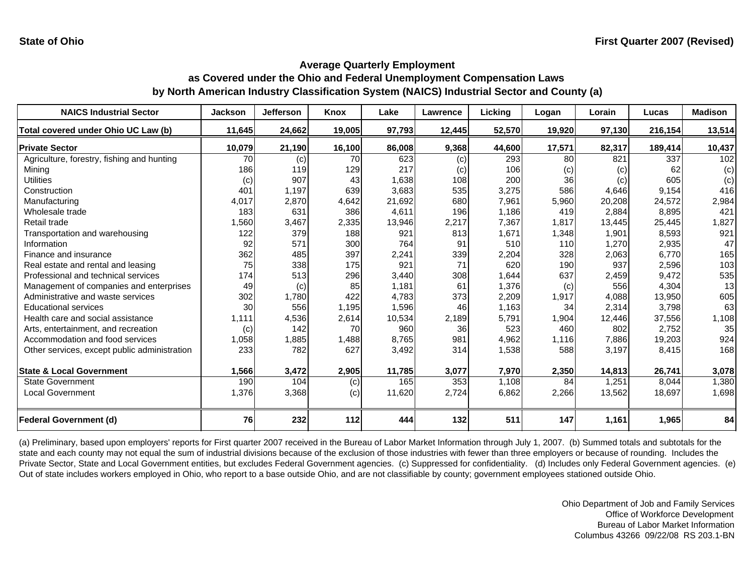State of Ohio

First Quarter 2007 (Revised)

## Average Quarterly Employment
## as Covered under the Ohio and Federal Unemployment Compensation Laws
## by North American Industry Classification System (NAICS) Industrial Sector and County (a)

| NAICS Industrial Sector | Jackson | Jefferson | Knox | Lake | Lawrence | Licking | Logan | Lorain | Lucas | Madison |
|---|---|---|---|---|---|---|---|---|---|---|
| **Total covered under Ohio UC Law (b)** | **11,645** | **24,662** | **19,005** | **97,793** | **12,445** | **52,570** | **19,920** | **97,130** | **216,154** | **13,514** |
| **Private Sector** | **10,079** | **21,190** | **16,100** | **86,008** | **9,368** | **44,600** | **17,571** | **82,317** | **189,414** | **10,437** |
| Agriculture, forestry, fishing and hunting | 70 | (c) | 70 | 623 | (c) | 293 | 80 | 821 | 337 | 102 |
| Mining | 186 | 119 | 129 | 217 | (c) | 106 | (c) | (c) | 62 | (c) |
| Utilities | (c) | 907 | 43 | 1,638 | 108 | 200 | 36 | (c) | 605 | (c) |
| Construction | 401 | 1,197 | 639 | 3,683 | 535 | 3,275 | 586 | 4,646 | 9,154 | 416 |
| Manufacturing | 4,017 | 2,870 | 4,642 | 21,692 | 680 | 7,961 | 5,960 | 20,208 | 24,572 | 2,984 |
| Wholesale trade | 183 | 631 | 386 | 4,611 | 196 | 1,186 | 419 | 2,884 | 8,895 | 421 |
| Retail trade | 1,560 | 3,467 | 2,335 | 13,946 | 2,217 | 7,367 | 1,817 | 13,445 | 25,445 | 1,827 |
| Transportation and warehousing | 122 | 379 | 188 | 921 | 813 | 1,671 | 1,348 | 1,901 | 8,593 | 921 |
| Information | 92 | 571 | 300 | 764 | 91 | 510 | 110 | 1,270 | 2,935 | 47 |
| Finance and insurance | 362 | 485 | 397 | 2,241 | 339 | 2,204 | 328 | 2,063 | 6,770 | 165 |
| Real estate and rental and leasing | 75 | 338 | 175 | 921 | 71 | 620 | 190 | 937 | 2,596 | 103 |
| Professional and technical services | 174 | 513 | 296 | 3,440 | 308 | 1,644 | 637 | 2,459 | 9,472 | 535 |
| Management of companies and enterprises | 49 | (c) | 85 | 1,181 | 61 | 1,376 | (c) | 556 | 4,304 | 13 |
| Administrative and waste services | 302 | 1,780 | 422 | 4,783 | 373 | 2,209 | 1,917 | 4,088 | 13,950 | 605 |
| Educational services | 30 | 556 | 1,195 | 1,596 | 46 | 1,163 | 34 | 2,314 | 3,798 | 63 |
| Health care and social assistance | 1,111 | 4,536 | 2,614 | 10,534 | 2,189 | 5,791 | 1,904 | 12,446 | 37,556 | 1,108 |
| Arts, entertainment, and recreation | (c) | 142 | 70 | 960 | 36 | 523 | 460 | 802 | 2,752 | 35 |
| Accommodation and food services | 1,058 | 1,885 | 1,488 | 8,765 | 981 | 4,962 | 1,116 | 7,886 | 19,203 | 924 |
| Other services, except public administration | 233 | 782 | 627 | 3,492 | 314 | 1,538 | 588 | 3,197 | 8,415 | 168 |
| **State & Local Government** | **1,566** | **3,472** | **2,905** | **11,785** | **3,077** | **7,970** | **2,350** | **14,813** | **26,741** | **3,078** |
| State Government | 190 | 104 | (c) | 165 | 353 | 1,108 | 84 | 1,251 | 8,044 | 1,380 |
| Local Government | 1,376 | 3,368 | (c) | 11,620 | 2,724 | 6,862 | 2,266 | 13,562 | 18,697 | 1,698 |
| **Federal Government (d)** | **76** | **232** | **112** | **444** | **132** | **511** | **147** | **1,161** | **1,965** | **84** |

(a) Preliminary, based upon employers' reports for First quarter 2007 received in the Bureau of Labor Market Information through July 1, 2007. (b) Summed totals and subtotals for the state and each county may not equal the sum of industrial divisions because of the exclusion of those industries with fewer than three employers or because of rounding. Includes the Private Sector, State and Local Government entities, but excludes Federal Government agencies. (c) Suppressed for confidentiality. (d) Includes only Federal Government agencies. (e) Out of state includes workers employed in Ohio, who report to a base outside Ohio, and are not classifiable by county; government employees stationed outside Ohio.

Ohio Department of Job and Family Services
Office of Workforce Development
Bureau of Labor Market Information
Columbus 43266 09/22/08 RS 203.1-BN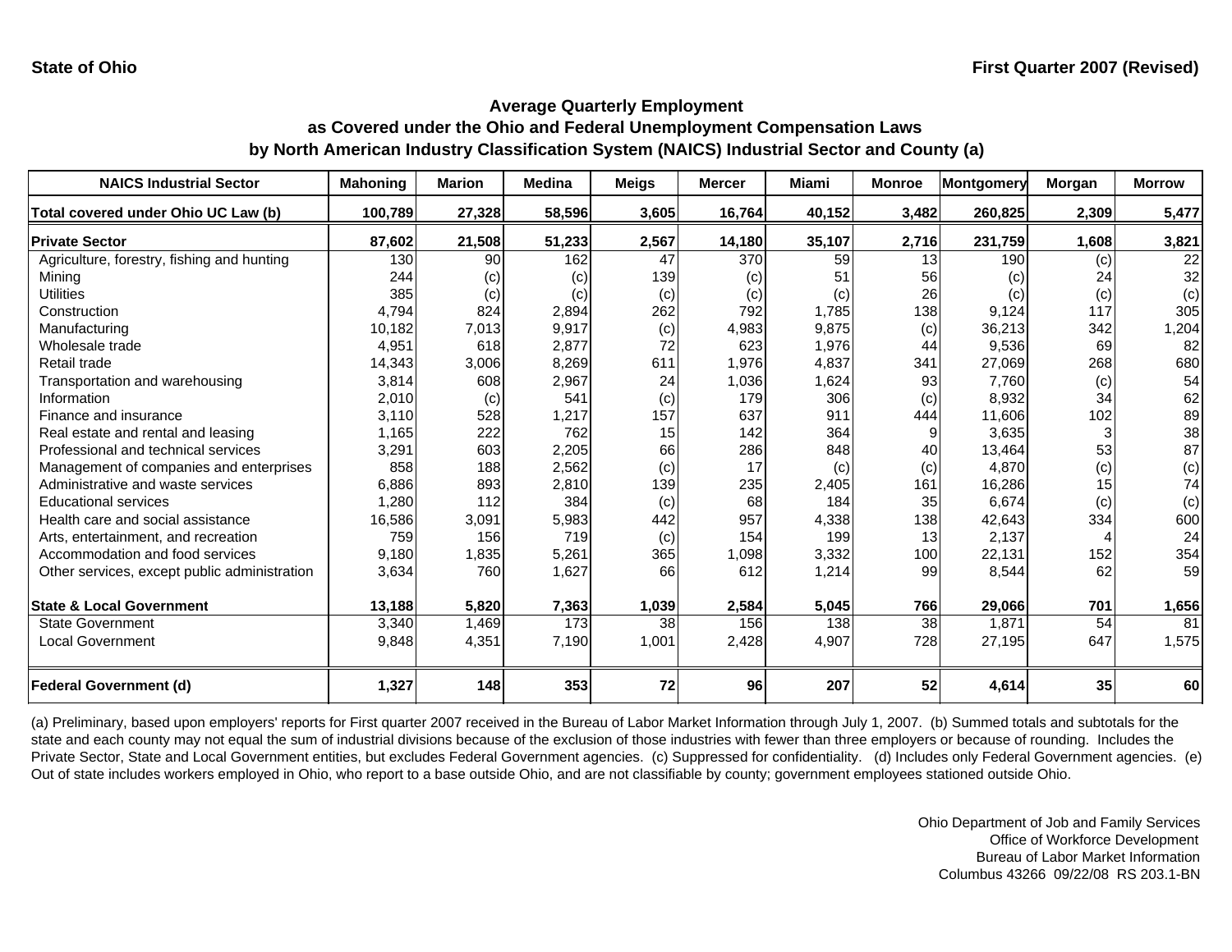State of Ohio

First Quarter 2007 (Revised)

## Average Quarterly Employment as Covered under the Ohio and Federal Unemployment Compensation Laws by North American Industry Classification System (NAICS) Industrial Sector and County (a)

| NAICS Industrial Sector | Mahoning | Marion | Medina | Meigs | Mercer | Miami | Monroe | Montgomery | Morgan | Morrow |
|---|---|---|---|---|---|---|---|---|---|---|
| **Total covered under Ohio UC Law (b)** | **100,789** | **27,328** | **58,596** | **3,605** | **16,764** | **40,152** | **3,482** | **260,825** | **2,309** | **5,477** |
| **Private Sector** | **87,602** | **21,508** | **51,233** | **2,567** | **14,180** | **35,107** | **2,716** | **231,759** | **1,608** | **3,821** |
| Agriculture, forestry, fishing and hunting | 130 | 90 | 162 | 47 | 370 | 59 | 13 | 190 | (c) | 22 |
| Mining | 244 | (c) | (c) | 139 | (c) | 51 | 56 | (c) | 24 | 32 |
| Utilities | 385 | (c) | (c) | (c) | (c) | (c) | 26 | (c) | (c) | (c) |
| Construction | 4,794 | 824 | 2,894 | 262 | 792 | 1,785 | 138 | 9,124 | 117 | 305 |
| Manufacturing | 10,182 | 7,013 | 9,917 | (c) | 4,983 | 9,875 | (c) | 36,213 | 342 | 1,204 |
| Wholesale trade | 4,951 | 618 | 2,877 | 72 | 623 | 1,976 | 44 | 9,536 | 69 | 82 |
| Retail trade | 14,343 | 3,006 | 8,269 | 611 | 1,976 | 4,837 | 341 | 27,069 | 268 | 680 |
| Transportation and warehousing | 3,814 | 608 | 2,967 | 24 | 1,036 | 1,624 | 93 | 7,760 | (c) | 54 |
| Information | 2,010 | (c) | 541 | (c) | 179 | 306 | (c) | 8,932 | 34 | 62 |
| Finance and insurance | 3,110 | 528 | 1,217 | 157 | 637 | 911 | 444 | 11,606 | 102 | 89 |
| Real estate and rental and leasing | 1,165 | 222 | 762 | 15 | 142 | 364 | 9 | 3,635 | 3 | 38 |
| Professional and technical services | 3,291 | 603 | 2,205 | 66 | 286 | 848 | 40 | 13,464 | 53 | 87 |
| Management of companies and enterprises | 858 | 188 | 2,562 | (c) | 17 | (c) | (c) | 4,870 | (c) | (c) |
| Administrative and waste services | 6,886 | 893 | 2,810 | 139 | 235 | 2,405 | 161 | 16,286 | 15 | 74 |
| Educational services | 1,280 | 112 | 384 | (c) | 68 | 184 | 35 | 6,674 | (c) | (c) |
| Health care and social assistance | 16,586 | 3,091 | 5,983 | 442 | 957 | 4,338 | 138 | 42,643 | 334 | 600 |
| Arts, entertainment, and recreation | 759 | 156 | 719 | (c) | 154 | 199 | 13 | 2,137 | 4 | 24 |
| Accommodation and food services | 9,180 | 1,835 | 5,261 | 365 | 1,098 | 3,332 | 100 | 22,131 | 152 | 354 |
| Other services, except public administration | 3,634 | 760 | 1,627 | 66 | 612 | 1,214 | 99 | 8,544 | 62 | 59 |
| **State & Local Government** | **13,188** | **5,820** | **7,363** | **1,039** | **2,584** | **5,045** | **766** | **29,066** | **701** | **1,656** |
| State Government | 3,340 | 1,469 | 173 | 38 | 156 | 138 | 38 | 1,871 | 54 | 81 |
| Local Government | 9,848 | 4,351 | 7,190 | 1,001 | 2,428 | 4,907 | 728 | 27,195 | 647 | 1,575 |
| **Federal Government (d)** | **1,327** | **148** | **353** | **72** | **96** | **207** | **52** | **4,614** | **35** | **60** |

(a) Preliminary, based upon employers' reports for First quarter 2007 received in the Bureau of Labor Market Information through July 1, 2007. (b) Summed totals and subtotals for the state and each county may not equal the sum of industrial divisions because of the exclusion of those industries with fewer than three employers or because of rounding. Includes the Private Sector, State and Local Government entities, but excludes Federal Government agencies. (c) Suppressed for confidentiality. (d) Includes only Federal Government agencies. (e) Out of state includes workers employed in Ohio, who report to a base outside Ohio, and are not classifiable by county; government employees stationed outside Ohio.

Ohio Department of Job and Family Services
Office of Workforce Development
Bureau of Labor Market Information
Columbus 43266 09/22/08 RS 203.1-BN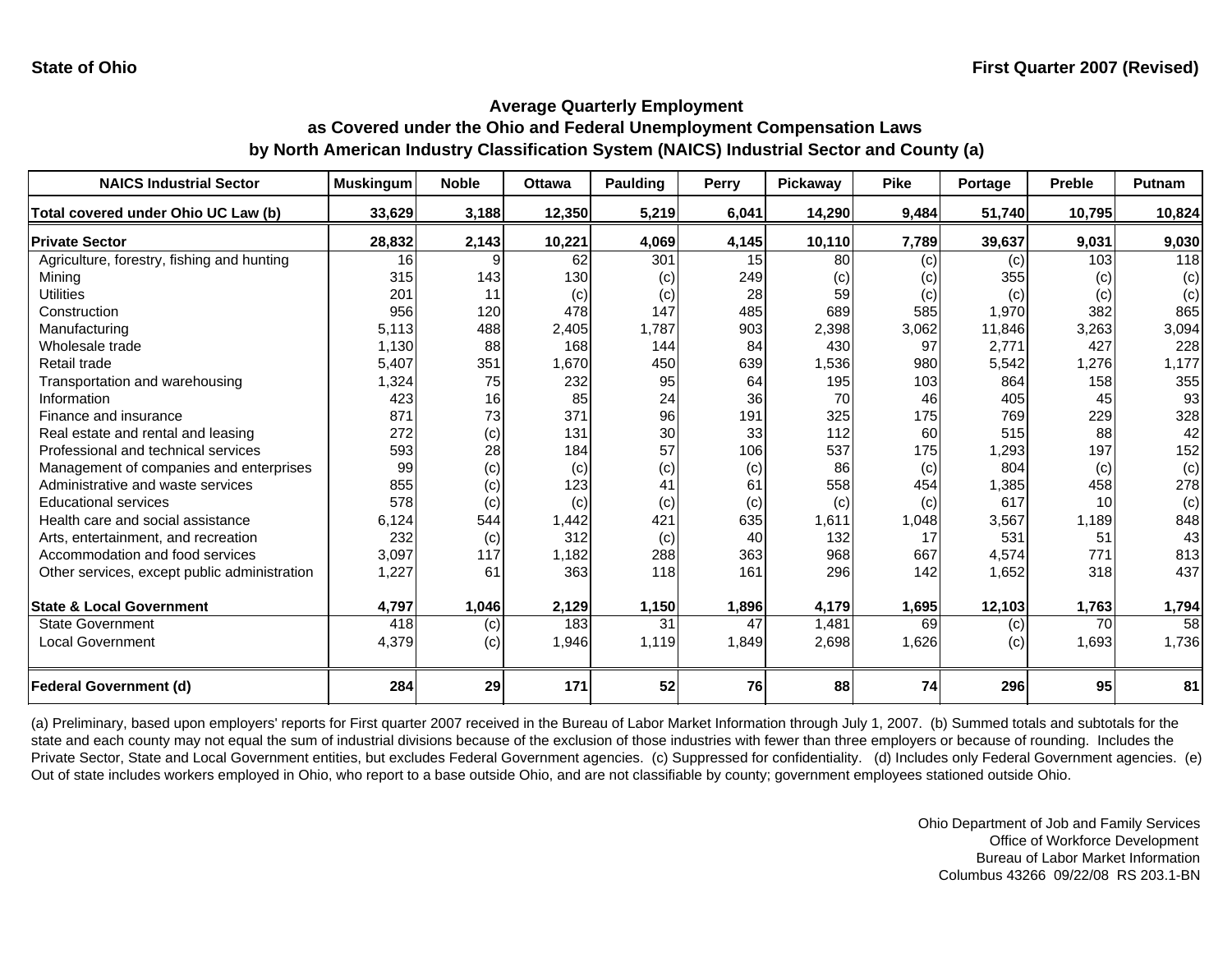**State of Ohio** | **First Quarter 2007 (Revised)**

## Average Quarterly Employment
## as Covered under the Ohio and Federal Unemployment Compensation Laws
## by North American Industry Classification System (NAICS) Industrial Sector and County (a)

| NAICS Industrial Sector | Muskingum | Noble | Ottawa | Paulding | Perry | Pickaway | Pike | Portage | Preble | Putnam |
|---|---|---|---|---|---|---|---|---|---|---|
| **Total covered under Ohio UC Law (b)** | **33,629** | **3,188** | **12,350** | **5,219** | **6,041** | **14,290** | **9,484** | **51,740** | **10,795** | **10,824** |
| **Private Sector** | **28,832** | **2,143** | **10,221** | **4,069** | **4,145** | **10,110** | **7,789** | **39,637** | **9,031** | **9,030** |
| Agriculture, forestry, fishing and hunting | 16 | 9 | 62 | 301 | 15 | 80 | (c) | (c) | 103 | 118 |
| Mining | 315 | 143 | 130 | (c) | 249 | (c) | (c) | 355 | (c) | (c) |
| Utilities | 201 | 11 | (c) | (c) | 28 | 59 | (c) | (c) | (c) | (c) |
| Construction | 956 | 120 | 478 | 147 | 485 | 689 | 585 | 1,970 | 382 | 865 |
| Manufacturing | 5,113 | 488 | 2,405 | 1,787 | 903 | 2,398 | 3,062 | 11,846 | 3,263 | 3,094 |
| Wholesale trade | 1,130 | 88 | 168 | 144 | 84 | 430 | 97 | 2,771 | 427 | 228 |
| Retail trade | 5,407 | 351 | 1,670 | 450 | 639 | 1,536 | 980 | 5,542 | 1,276 | 1,177 |
| Transportation and warehousing | 1,324 | 75 | 232 | 95 | 64 | 195 | 103 | 864 | 158 | 355 |
| Information | 423 | 16 | 85 | 24 | 36 | 70 | 46 | 405 | 45 | 93 |
| Finance and insurance | 871 | 73 | 371 | 96 | 191 | 325 | 175 | 769 | 229 | 328 |
| Real estate and rental and leasing | 272 | (c) | 131 | 30 | 33 | 112 | 60 | 515 | 88 | 42 |
| Professional and technical services | 593 | 28 | 184 | 57 | 106 | 537 | 175 | 1,293 | 197 | 152 |
| Management of companies and enterprises | 99 | (c) | (c) | (c) | (c) | 86 | (c) | 804 | (c) | (c) |
| Administrative and waste services | 855 | (c) | 123 | 41 | 61 | 558 | 454 | 1,385 | 458 | 278 |
| Educational services | 578 | (c) | (c) | (c) | (c) | (c) | (c) | 617 | 10 | (c) |
| Health care and social assistance | 6,124 | 544 | 1,442 | 421 | 635 | 1,611 | 1,048 | 3,567 | 1,189 | 848 |
| Arts, entertainment, and recreation | 232 | (c) | 312 | (c) | 40 | 132 | 17 | 531 | 51 | 43 |
| Accommodation and food services | 3,097 | 117 | 1,182 | 288 | 363 | 968 | 667 | 4,574 | 771 | 813 |
| Other services, except public administration | 1,227 | 61 | 363 | 118 | 161 | 296 | 142 | 1,652 | 318 | 437 |
| **State & Local Government** | **4,797** | **1,046** | **2,129** | **1,150** | **1,896** | **4,179** | **1,695** | **12,103** | **1,763** | **1,794** |
| State Government | 418 | (c) | 183 | 31 | 47 | 1,481 | 69 | (c) | 70 | 58 |
| Local Government | 4,379 | (c) | 1,946 | 1,119 | 1,849 | 2,698 | 1,626 | (c) | 1,693 | 1,736 |
| **Federal Government (d)** | **284** | **29** | **171** | **52** | **76** | **88** | **74** | **296** | **95** | **81** |

(a) Preliminary, based upon employers' reports for First quarter 2007 received in the Bureau of Labor Market Information through July 1, 2007. (b) Summed totals and subtotals for the state and each county may not equal the sum of industrial divisions because of the exclusion of those industries with fewer than three employers or because of rounding. Includes the Private Sector, State and Local Government entities, but excludes Federal Government agencies. (c) Suppressed for confidentiality. (d) Includes only Federal Government agencies. (e) Out of state includes workers employed in Ohio, who report to a base outside Ohio, and are not classifiable by county; government employees stationed outside Ohio.

Ohio Department of Job and Family Services
Office of Workforce Development
Bureau of Labor Market Information
Columbus 43266 09/22/08 RS 203.1-BN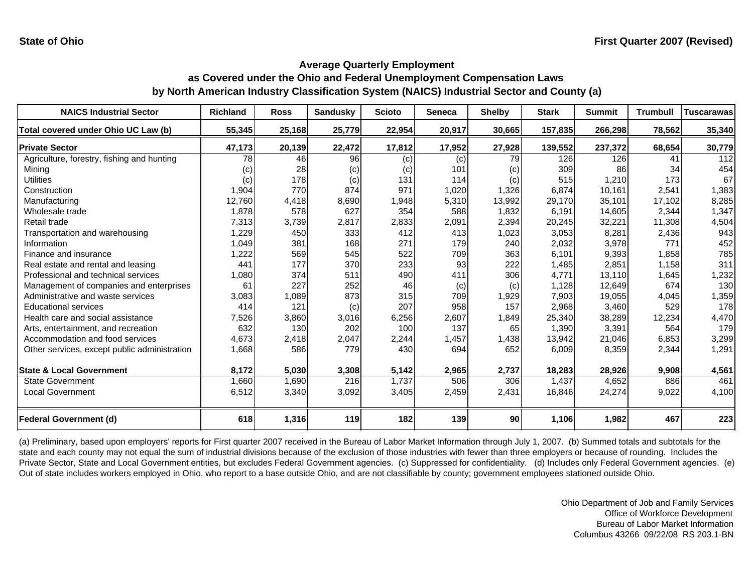**State of Ohio** | **First Quarter 2007 (Revised)**

## Average Quarterly Employment as Covered under the Ohio and Federal Unemployment Compensation Laws by North American Industry Classification System (NAICS) Industrial Sector and County (a)

| NAICS Industrial Sector | Richland | Ross | Sandusky | Scioto | Seneca | Shelby | Stark | Summit | Trumbull | Tuscarawas |
|---|---|---|---|---|---|---|---|---|---|---|
| **Total covered under Ohio UC Law (b)** | **55,345** | **25,168** | **25,779** | **22,954** | **20,917** | **30,665** | **157,835** | **266,298** | **78,562** | **35,340** |
| **Private Sector** | **47,173** | **20,139** | **22,472** | **17,812** | **17,952** | **27,928** | **139,552** | **237,372** | **68,654** | **30,779** |
| Agriculture, forestry, fishing and hunting | 78 | 46 | 96 | (c) | (c) | 79 | 126 | 126 | 41 | 112 |
| Mining | (c) | 28 | (c) | (c) | 101 | (c) | 309 | 86 | 34 | 454 |
| Utilities | (c) | 178 | (c) | 131 | 114 | (c) | 515 | 1,210 | 173 | 67 |
| Construction | 1,904 | 770 | 874 | 971 | 1,020 | 1,326 | 6,874 | 10,161 | 2,541 | 1,383 |
| Manufacturing | 12,760 | 4,418 | 8,690 | 1,948 | 5,310 | 13,992 | 29,170 | 35,101 | 17,102 | 8,285 |
| Wholesale trade | 1,878 | 578 | 627 | 354 | 588 | 1,832 | 6,191 | 14,605 | 2,344 | 1,347 |
| Retail trade | 7,313 | 3,739 | 2,817 | 2,833 | 2,091 | 2,394 | 20,245 | 32,221 | 11,308 | 4,504 |
| Transportation and warehousing | 1,229 | 450 | 333 | 412 | 413 | 1,023 | 3,053 | 8,281 | 2,436 | 943 |
| Information | 1,049 | 381 | 168 | 271 | 179 | 240 | 2,032 | 3,978 | 771 | 452 |
| Finance and insurance | 1,222 | 569 | 545 | 522 | 709 | 363 | 6,101 | 9,393 | 1,858 | 785 |
| Real estate and rental and leasing | 441 | 177 | 370 | 233 | 93 | 222 | 1,485 | 2,851 | 1,158 | 311 |
| Professional and technical services | 1,080 | 374 | 511 | 490 | 411 | 306 | 4,771 | 13,110 | 1,645 | 1,232 |
| Management of companies and enterprises | 61 | 227 | 252 | 46 | (c) | (c) | 1,128 | 12,649 | 674 | 130 |
| Administrative and waste services | 3,083 | 1,089 | 873 | 315 | 709 | 1,929 | 7,903 | 19,055 | 4,045 | 1,359 |
| Educational services | 414 | 121 | (c) | 207 | 958 | 157 | 2,968 | 3,460 | 529 | 178 |
| Health care and social assistance | 7,526 | 3,860 | 3,016 | 6,256 | 2,607 | 1,849 | 25,340 | 38,289 | 12,234 | 4,470 |
| Arts, entertainment, and recreation | 632 | 130 | 202 | 100 | 137 | 65 | 1,390 | 3,391 | 564 | 179 |
| Accommodation and food services | 4,673 | 2,418 | 2,047 | 2,244 | 1,457 | 1,438 | 13,942 | 21,046 | 6,853 | 3,299 |
| Other services, except public administration | 1,668 | 586 | 779 | 430 | 694 | 652 | 6,009 | 8,359 | 2,344 | 1,291 |
| **State & Local Government** | **8,172** | **5,030** | **3,308** | **5,142** | **2,965** | **2,737** | **18,283** | **28,926** | **9,908** | **4,561** |
| State Government | 1,660 | 1,690 | 216 | 1,737 | 506 | 306 | 1,437 | 4,652 | 886 | 461 |
| Local Government | 6,512 | 3,340 | 3,092 | 3,405 | 2,459 | 2,431 | 16,846 | 24,274 | 9,022 | 4,100 |
| **Federal Government (d)** | **618** | **1,316** | **119** | **182** | **139** | **90** | **1,106** | **1,982** | **467** | **223** |

(a) Preliminary, based upon employers' reports for First quarter 2007 received in the Bureau of Labor Market Information through July 1, 2007. (b) Summed totals and subtotals for the state and each county may not equal the sum of industrial divisions because of the exclusion of those industries with fewer than three employers or because of rounding. Includes the Private Sector, State and Local Government entities, but excludes Federal Government agencies. (c) Suppressed for confidentiality. (d) Includes only Federal Government agencies. (e) Out of state includes workers employed in Ohio, who report to a base outside Ohio, and are not classifiable by county; government employees stationed outside Ohio.

Ohio Department of Job and Family Services
Office of Workforce Development
Bureau of Labor Market Information
Columbus 43266 09/22/08 RS 203.1-BN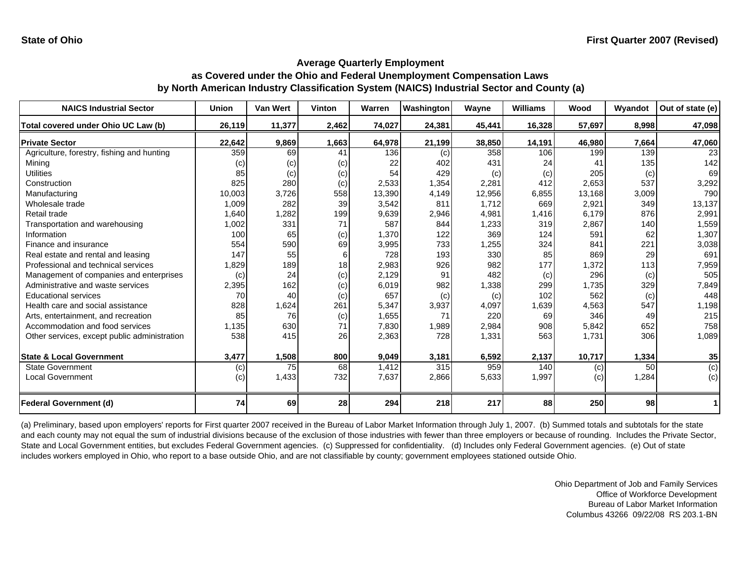State of Ohio

First Quarter 2007 (Revised)

## Average Quarterly Employment
## as Covered under the Ohio and Federal Unemployment Compensation Laws
## by North American Industry Classification System (NAICS) Industrial Sector and County (a)

| NAICS Industrial Sector | Union | Van Wert | Vinton | Warren | Washington | Wayne | Williams | Wood | Wyandot | Out of state (e) |
|---|---|---|---|---|---|---|---|---|---|---|
| **Total covered under Ohio UC Law (b)** | **26,119** | **11,377** | **2,462** | **74,027** | **24,381** | **45,441** | **16,328** | **57,697** | **8,998** | **47,098** |
| **Private Sector** | **22,642** | **9,869** | **1,663** | **64,978** | **21,199** | **38,850** | **14,191** | **46,980** | **7,664** | **47,060** |
| Agriculture, forestry, fishing and hunting | 359 | 69 | 41 | 136 | (c) | 358 | 106 | 199 | 139 | 23 |
| Mining | (c) | (c) | (c) | 22 | 402 | 431 | 24 | 41 | 135 | 142 |
| Utilities | 85 | (c) | (c) | 54 | 429 | (c) | (c) | 205 | (c) | 69 |
| Construction | 825 | 280 | (c) | 2,533 | 1,354 | 2,281 | 412 | 2,653 | 537 | 3,292 |
| Manufacturing | 10,003 | 3,726 | 558 | 13,390 | 4,149 | 12,956 | 6,855 | 13,168 | 3,009 | 790 |
| Wholesale trade | 1,009 | 282 | 39 | 3,542 | 811 | 1,712 | 669 | 2,921 | 349 | 13,137 |
| Retail trade | 1,640 | 1,282 | 199 | 9,639 | 2,946 | 4,981 | 1,416 | 6,179 | 876 | 2,991 |
| Transportation and warehousing | 1,002 | 331 | 71 | 587 | 844 | 1,233 | 319 | 2,867 | 140 | 1,559 |
| Information | 100 | 65 | (c) | 1,370 | 122 | 369 | 124 | 591 | 62 | 1,307 |
| Finance and insurance | 554 | 590 | 69 | 3,995 | 733 | 1,255 | 324 | 841 | 221 | 3,038 |
| Real estate and rental and leasing | 147 | 55 | 6 | 728 | 193 | 330 | 85 | 869 | 29 | 691 |
| Professional and technical services | 1,829 | 189 | 18 | 2,983 | 926 | 982 | 177 | 1,372 | 113 | 7,959 |
| Management of companies and enterprises | (c) | 24 | (c) | 2,129 | 91 | 482 | (c) | 296 | (c) | 505 |
| Administrative and waste services | 2,395 | 162 | (c) | 6,019 | 982 | 1,338 | 299 | 1,735 | 329 | 7,849 |
| Educational services | 70 | 40 | (c) | 657 | (c) | (c) | 102 | 562 | (c) | 448 |
| Health care and social assistance | 828 | 1,624 | 261 | 5,347 | 3,937 | 4,097 | 1,639 | 4,563 | 547 | 1,198 |
| Arts, entertainment, and recreation | 85 | 76 | (c) | 1,655 | 71 | 220 | 69 | 346 | 49 | 215 |
| Accommodation and food services | 1,135 | 630 | 71 | 7,830 | 1,989 | 2,984 | 908 | 5,842 | 652 | 758 |
| Other services, except public administration | 538 | 415 | 26 | 2,363 | 728 | 1,331 | 563 | 1,731 | 306 | 1,089 |
| **State & Local Government** | **3,477** | **1,508** | **800** | **9,049** | **3,181** | **6,592** | **2,137** | **10,717** | **1,334** | **35** |
| State Government | (c) | 75 | 68 | 1,412 | 315 | 959 | 140 | (c) | 50 | (c) |
| Local Government | (c) | 1,433 | 732 | 7,637 | 2,866 | 5,633 | 1,997 | (c) | 1,284 | (c) |
| **Federal Government (d)** | **74** | **69** | **28** | **294** | **218** | **217** | **88** | **250** | **98** | **1** |

(a) Preliminary, based upon employers' reports for First quarter 2007 received in the Bureau of Labor Market Information through July 1, 2007. (b) Summed totals and subtotals for the state and each county may not equal the sum of industrial divisions because of the exclusion of those industries with fewer than three employers or because of rounding. Includes the Private Sector, State and Local Government entities, but excludes Federal Government agencies. (c) Suppressed for confidentiality. (d) Includes only Federal Government agencies. (e) Out of state includes workers employed in Ohio, who report to a base outside Ohio, and are not classifiable by county; government employees stationed outside Ohio.

Ohio Department of Job and Family Services
Office of Workforce Development
Bureau of Labor Market Information
Columbus 43266 09/22/08 RS 203.1-BN